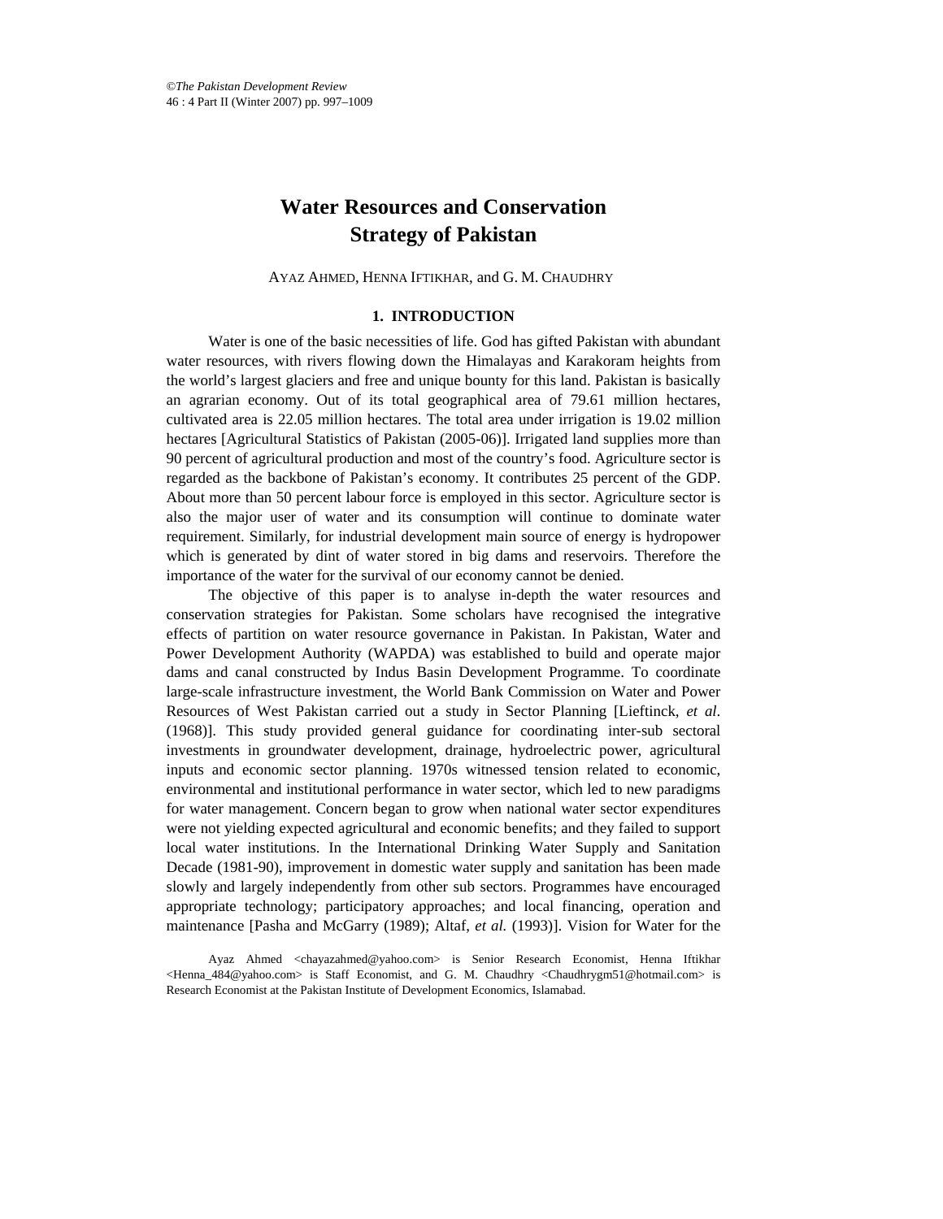# Water Resources and Conservation Strategy of Pakistan

AYAZ AHMED, HENNA IFTIKHAR, and G. M. CHAUDHRY

## 1. INTRODUCTION

Water is one of the basic necessities of life. God has gifted Pakistan with abundant water resources, with rivers flowing down the Himalayas and Karakoram heights from the world's largest glaciers and free and unique bounty for this land. Pakistan is basically an agrarian economy. Out of its total geographical area of 79.61 million hectares, cultivated area is 22.05 million hectares. The total area under irrigation is 19.02 million hectares [Agricultural Statistics of Pakistan (2005-06)]. Irrigated land supplies more than 90 percent of agricultural production and most of the country's food. Agriculture sector is regarded as the backbone of Pakistan's economy. It contributes 25 percent of the GDP. About more than 50 percent labour force is employed in this sector. Agriculture sector is also the major user of water and its consumption will continue to dominate water requirement. Similarly, for industrial development main source of energy is hydropower which is generated by dint of water stored in big dams and reservoirs. Therefore the importance of the water for the survival of our economy cannot be denied.

The objective of this paper is to analyse in-depth the water resources and conservation strategies for Pakistan. Some scholars have recognised the integrative effects of partition on water resource governance in Pakistan. In Pakistan, Water and Power Development Authority (WAPDA) was established to build and operate major dams and canal constructed by Indus Basin Development Programme. To coordinate large-scale infrastructure investment, the World Bank Commission on Water and Power Resources of West Pakistan carried out a study in Sector Planning [Lieftinck, *et al*. (1968)]. This study provided general guidance for coordinating inter-sub sectoral investments in groundwater development, drainage, hydroelectric power, agricultural inputs and economic sector planning. 1970s witnessed tension related to economic, environmental and institutional performance in water sector, which led to new paradigms for water management. Concern began to grow when national water sector expenditures were not yielding expected agricultural and economic benefits; and they failed to support local water institutions. In the International Drinking Water Supply and Sanitation Decade (1981-90), improvement in domestic water supply and sanitation has been made slowly and largely independently from other sub sectors. Programmes have encouraged appropriate technology; participatory approaches; and local financing, operation and maintenance [Pasha and McGarry (1989); Altaf, *et al.* (1993)]. Vision for Water for the

Ayaz Ahmed <chayazahmed@yahoo.com> is Senior Research Economist, Henna Iftikhar <Henna_484@yahoo.com> is Staff Economist, and G. M. Chaudhry <Chaudhrygm51@hotmail.com> is Research Economist at the Pakistan Institute of Development Economics, Islamabad.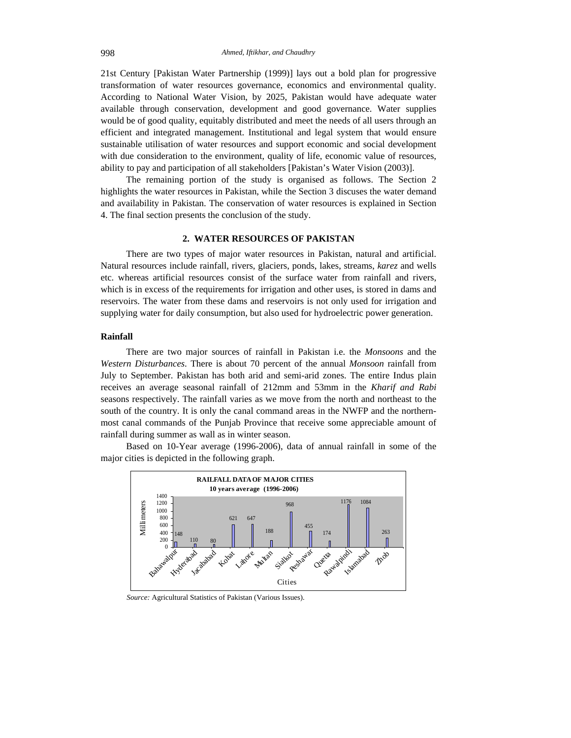21st Century [Pakistan Water Partnership (1999)] lays out a bold plan for progressive transformation of water resources governance, economics and environmental quality. According to National Water Vision, by 2025, Pakistan would have adequate water available through conservation, development and good governance. Water supplies would be of good quality, equitably distributed and meet the needs of all users through an efficient and integrated management. Institutional and legal system that would ensure sustainable utilisation of water resources and support economic and social development with due consideration to the environment, quality of life, economic value of resources, ability to pay and participation of all stakeholders [Pakistan's Water Vision (2003)].

The remaining portion of the study is organised as follows. The Section 2 highlights the water resources in Pakistan, while the Section 3 discuses the water demand and availability in Pakistan. The conservation of water resources is explained in Section 4. The final section presents the conclusion of the study.

## 2. WATER RESOURCES OF PAKISTAN

There are two types of major water resources in Pakistan, natural and artificial. Natural resources include rainfall, rivers, glaciers, ponds, lakes, streams, *karez* and wells etc. whereas artificial resources consist of the surface water from rainfall and rivers, which is in excess of the requirements for irrigation and other uses, is stored in dams and reservoirs. The water from these dams and reservoirs is not only used for irrigation and supplying water for daily consumption, but also used for hydroelectric power generation.

### Rainfall

There are two major sources of rainfall in Pakistan i.e. the *Monsoons* and the *Western Disturbances*. There is about 70 percent of the annual *Monsoon* rainfall from July to September. Pakistan has both arid and semi-arid zones. The entire Indus plain receives an average seasonal rainfall of 212mm and 53mm in the *Kharif and Rabi* seasons respectively. The rainfall varies as we move from the north and northeast to the south of the country. It is only the canal command areas in the NWFP and the northern-most canal commands of the Punjab Province that receive some appreciable amount of rainfall during summer as wall as in winter season.

Based on 10-Year average (1996-2006), data of annual rainfall in some of the major cities is depicted in the following graph.

**RAILFALL DATA OF MAJOR CITIES**
**10 years average (1996-2006)**

| Cities | Millimeters |
|---|---|
| Bahawalpur | 148 |
| Hyderabad | 110 |
| Jacababad | 80 |
| Kohat | 621 |
| Lahore | 647 |
| Multan | 188 |
| Sialkot | 968 |
| Peshawar | 455 |
| Quetta | 174 |
| Rawalpindi | 1176 |
| Islamabad | 1084 |
| Zhob | 263 |

*Source:* Agricultural Statistics of Pakistan (Various Issues).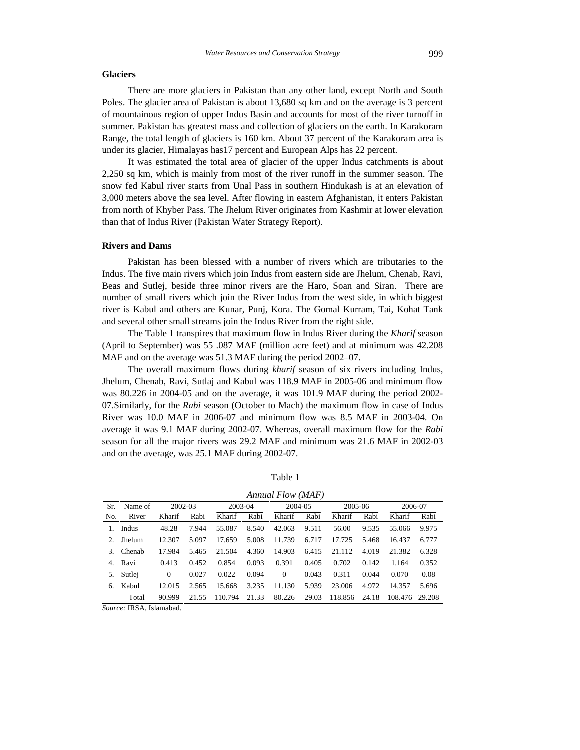**Glaciers**

There are more glaciers in Pakistan than any other land, except North and South Poles. The glacier area of Pakistan is about 13,680 sq km and on the average is 3 percent of mountainous region of upper Indus Basin and accounts for most of the river turnoff in summer. Pakistan has greatest mass and collection of glaciers on the earth. In Karakoram Range, the total length of glaciers is 160 km. About 37 percent of the Karakoram area is under its glacier, Himalayas has17 percent and European Alps has 22 percent.

It was estimated the total area of glacier of the upper Indus catchments is about 2,250 sq km, which is mainly from most of the river runoff in the summer season. The snow fed Kabul river starts from Unal Pass in southern Hindukash is at an elevation of 3,000 meters above the sea level. After flowing in eastern Afghanistan, it enters Pakistan from north of Khyber Pass. The Jhelum River originates from Kashmir at lower elevation than that of Indus River (Pakistan Water Strategy Report).

**Rivers and Dams**

Pakistan has been blessed with a number of rivers which are tributaries to the Indus. The five main rivers which join Indus from eastern side are Jhelum, Chenab, Ravi, Beas and Sutlej, beside three minor rivers are the Haro, Soan and Siran. There are number of small rivers which join the River Indus from the west side, in which biggest river is Kabul and others are Kunar, Punj, Kora. The Gomal Kurram, Tai, Kohat Tank and several other small streams join the Indus River from the right side.

The Table 1 transpires that maximum flow in Indus River during the *Kharif* season (April to September) was 55 .087 MAF (million acre feet) and at minimum was 42.208 MAF and on the average was 51.3 MAF during the period 2002–07.

The overall maximum flows during *kharif* season of six rivers including Indus, Jhelum, Chenab, Ravi, Sutlaj and Kabul was 118.9 MAF in 2005-06 and minimum flow was 80.226 in 2004-05 and on the average, it was 101.9 MAF during the period 2002-07.Similarly, for the *Rabi* season (October to Mach) the maximum flow in case of Indus River was 10.0 MAF in 2006-07 and minimum flow was 8.5 MAF in 2003-04. On average it was 9.1 MAF during 2002-07. Whereas, overall maximum flow for the *Rabi* season for all the major rivers was 29.2 MAF and minimum was 21.6 MAF in 2002-03 and on the average, was 25.1 MAF during 2002-07.

Table 1

*Annual Flow (MAF)*

| Sr. No. | Name of River | 2002-03 | | 2003-04 | | 2004-05 | | 2005-06 | | 2006-07 | |
|---|---|---|---|---|---|---|---|---|---|---|---|
| | | Kharif | Rabi | Kharif | Rabi | Kharif | Rabi | Kharif | Rabi | Kharif | Rabi |
| 1. | Indus | 48.28 | 7.944 | 55.087 | 8.540 | 42.063 | 9.511 | 56.00 | 9.535 | 55.066 | 9.975 |
| 2. | Jhelum | 12.307 | 5.097 | 17.659 | 5.008 | 11.739 | 6.717 | 17.725 | 5.468 | 16.437 | 6.777 |
| 3. | Chenab | 17.984 | 5.465 | 21.504 | 4.360 | 14.903 | 6.415 | 21.112 | 4.019 | 21.382 | 6.328 |
| 4. | Ravi | 0.413 | 0.452 | 0.854 | 0.093 | 0.391 | 0.405 | 0.702 | 0.142 | 1.164 | 0.352 |
| 5. | Sutlej | 0 | 0.027 | 0.022 | 0.094 | 0 | 0.043 | 0.311 | 0.044 | 0.070 | 0.08 |
| 6. | Kabul | 12.015 | 2.565 | 15.668 | 3.235 | 11.130 | 5.939 | 23.006 | 4.972 | 14.357 | 5.696 |
| | Total | 90.999 | 21.55 | 110.794 | 21.33 | 80.226 | 29.03 | 118.856 | 24.18 | 108.476 | 29.208 |

*Source:* IRSA, Islamabad.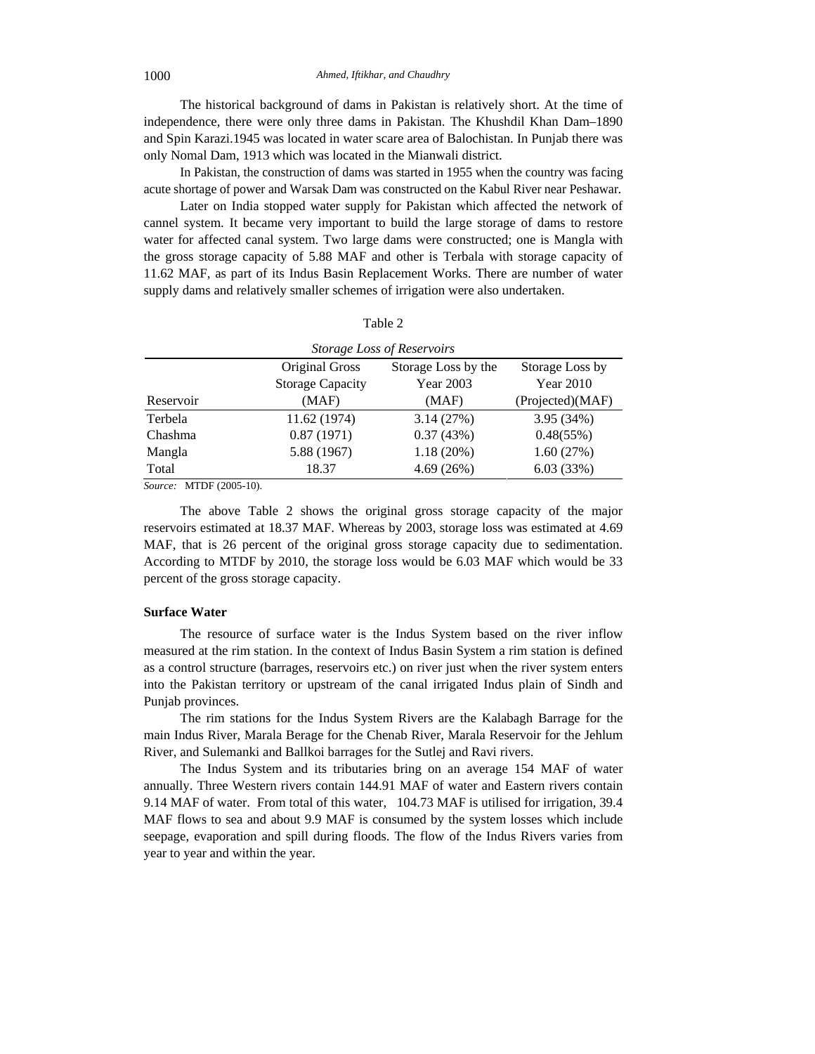The historical background of dams in Pakistan is relatively short. At the time of independence, there were only three dams in Pakistan. The Khushdil Khan Dam–1890 and Spin Karazi.1945 was located in water scare area of Balochistan. In Punjab there was only Nomal Dam, 1913 which was located in the Mianwali district.

In Pakistan, the construction of dams was started in 1955 when the country was facing acute shortage of power and Warsak Dam was constructed on the Kabul River near Peshawar.

Later on India stopped water supply for Pakistan which affected the network of cannel system. It became very important to build the large storage of dams to restore water for affected canal system. Two large dams were constructed; one is Mangla with the gross storage capacity of 5.88 MAF and other is Terbala with storage capacity of 11.62 MAF, as part of its Indus Basin Replacement Works. There are number of water supply dams and relatively smaller schemes of irrigation were also undertaken.

Table 2

*Storage Loss of Reservoirs*

| Reservoir | Original Gross Storage Capacity (MAF) | Storage Loss by the Year 2003 (MAF) | Storage Loss by Year 2010 (Projected)(MAF) |
|---|---|---|---|
| Terbela | 11.62 (1974) | 3.14 (27%) | 3.95 (34%) |
| Chashma | 0.87 (1971) | 0.37 (43%) | 0.48(55%) |
| Mangla | 5.88 (1967) | 1.18 (20%) | 1.60 (27%) |
| Total | 18.37 | 4.69 (26%) | 6.03 (33%) |

*Source:* MTDF (2005-10).

The above Table 2 shows the original gross storage capacity of the major reservoirs estimated at 18.37 MAF. Whereas by 2003, storage loss was estimated at 4.69 MAF, that is 26 percent of the original gross storage capacity due to sedimentation. According to MTDF by 2010, the storage loss would be 6.03 MAF which would be 33 percent of the gross storage capacity.

**Surface Water**

The resource of surface water is the Indus System based on the river inflow measured at the rim station. In the context of Indus Basin System a rim station is defined as a control structure (barrages, reservoirs etc.) on river just when the river system enters into the Pakistan territory or upstream of the canal irrigated Indus plain of Sindh and Punjab provinces.

The rim stations for the Indus System Rivers are the Kalabagh Barrage for the main Indus River, Marala Berage for the Chenab River, Marala Reservoir for the Jehlum River, and Sulemanki and Ballkoi barrages for the Sutlej and Ravi rivers.

The Indus System and its tributaries bring on an average 154 MAF of water annually. Three Western rivers contain 144.91 MAF of water and Eastern rivers contain 9.14 MAF of water. From total of this water, 104.73 MAF is utilised for irrigation, 39.4 MAF flows to sea and about 9.9 MAF is consumed by the system losses which include seepage, evaporation and spill during floods. The flow of the Indus Rivers varies from year to year and within the year.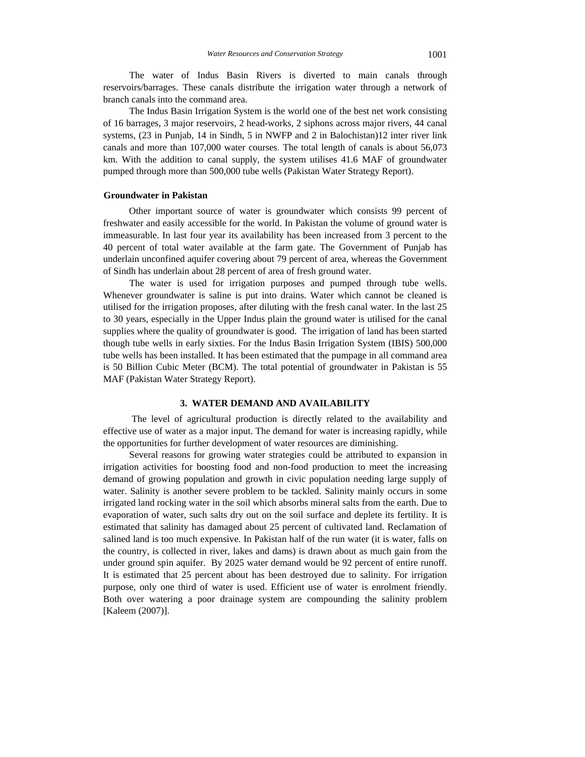The water of Indus Basin Rivers is diverted to main canals through reservoirs/barrages. These canals distribute the irrigation water through a network of branch canals into the command area.

The Indus Basin Irrigation System is the world one of the best net work consisting of 16 barrages, 3 major reservoirs, 2 head-works, 2 siphons across major rivers, 44 canal systems, (23 in Punjab, 14 in Sindh, 5 in NWFP and 2 in Balochistan)12 inter river link canals and more than 107,000 water courses. The total length of canals is about 56,073 km. With the addition to canal supply, the system utilises 41.6 MAF of groundwater pumped through more than 500,000 tube wells (Pakistan Water Strategy Report).

### Groundwater in Pakistan

Other important source of water is groundwater which consists 99 percent of freshwater and easily accessible for the world. In Pakistan the volume of ground water is immeasurable. In last four year its availability has been increased from 3 percent to the 40 percent of total water available at the farm gate. The Government of Punjab has underlain unconfined aquifer covering about 79 percent of area, whereas the Government of Sindh has underlain about 28 percent of area of fresh ground water.

The water is used for irrigation purposes and pumped through tube wells. Whenever groundwater is saline is put into drains. Water which cannot be cleaned is utilised for the irrigation proposes, after diluting with the fresh canal water. In the last 25 to 30 years, especially in the Upper Indus plain the ground water is utilised for the canal supplies where the quality of groundwater is good. The irrigation of land has been started though tube wells in early sixties. For the Indus Basin Irrigation System (IBIS) 500,000 tube wells has been installed. It has been estimated that the pumpage in all command area is 50 Billion Cubic Meter (BCM). The total potential of groundwater in Pakistan is 55 MAF (Pakistan Water Strategy Report).

## 3. WATER DEMAND AND AVAILABILITY

The level of agricultural production is directly related to the availability and effective use of water as a major input. The demand for water is increasing rapidly, while the opportunities for further development of water resources are diminishing.

Several reasons for growing water strategies could be attributed to expansion in irrigation activities for boosting food and non-food production to meet the increasing demand of growing population and growth in civic population needing large supply of water. Salinity is another severe problem to be tackled. Salinity mainly occurs in some irrigated land rocking water in the soil which absorbs mineral salts from the earth. Due to evaporation of water, such salts dry out on the soil surface and deplete its fertility. It is estimated that salinity has damaged about 25 percent of cultivated land. Reclamation of salined land is too much expensive. In Pakistan half of the run water (it is water, falls on the country, is collected in river, lakes and dams) is drawn about as much gain from the under ground spin aquifer. By 2025 water demand would be 92 percent of entire runoff. It is estimated that 25 percent about has been destroyed due to salinity. For irrigation purpose, only one third of water is used. Efficient use of water is enrolment friendly. Both over watering a poor drainage system are compounding the salinity problem [Kaleem (2007)].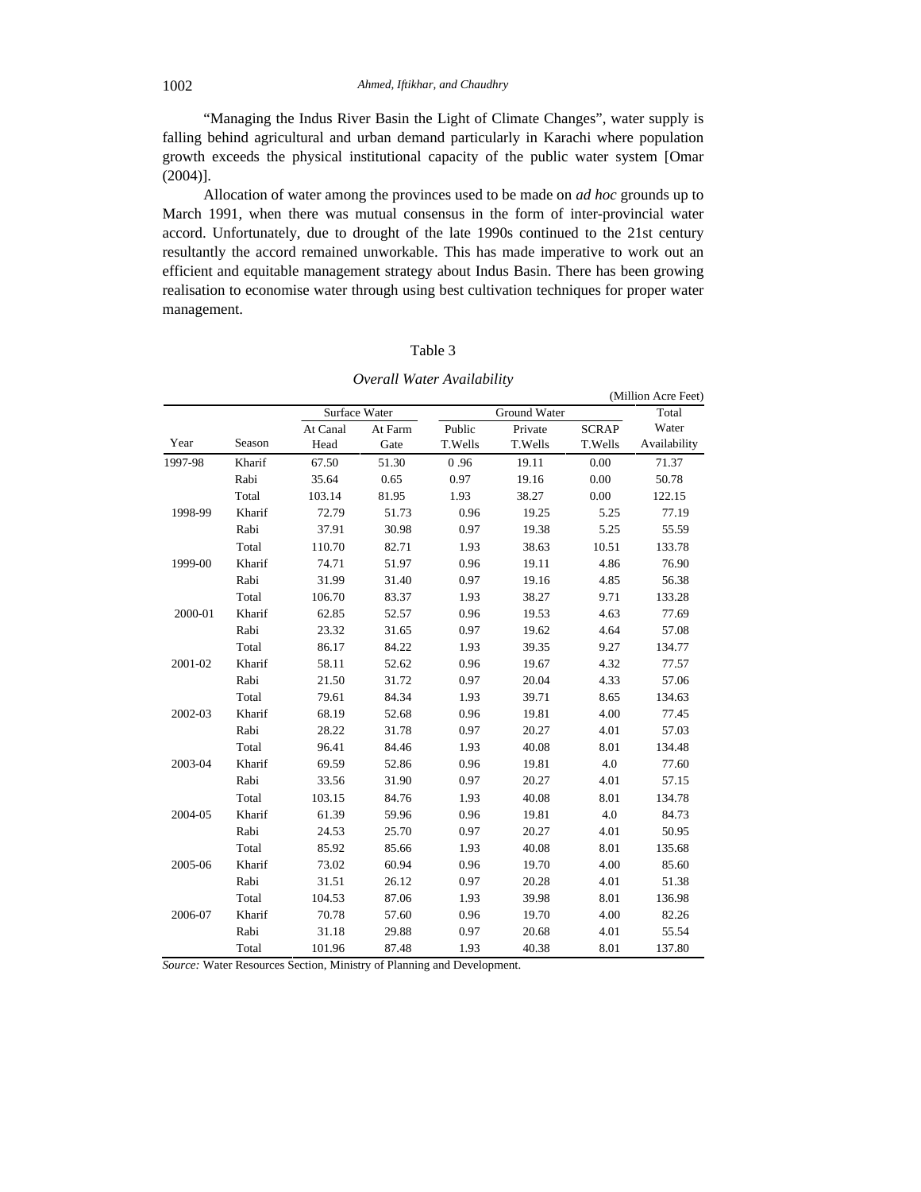"Managing the Indus River Basin the Light of Climate Changes", water supply is falling behind agricultural and urban demand particularly in Karachi where population growth exceeds the physical institutional capacity of the public water system [Omar (2004)].

Allocation of water among the provinces used to be made on *ad hoc* grounds up to March 1991, when there was mutual consensus in the form of inter-provincial water accord. Unfortunately, due to drought of the late 1990s continued to the 21st century resultantly the accord remained unworkable. This has made imperative to work out an efficient and equitable management strategy about Indus Basin. There has been growing realisation to economise water through using best cultivation techniques for proper water management.

Table 3

*Overall Water Availability*

(Million Acre Feet)

| | | Surface Water | | Ground Water | | | Total |
|---|---|---|---|---|---|---|---|
| Year | Season | At Canal Head | At Farm Gate | Public T.Wells | Private T.Wells | SCRAP T.Wells | Water Availability |
| 1997-98 | Kharif | 67.50 | 51.30 | 0 .96 | 19.11 | 0.00 | 71.37 |
| | Rabi | 35.64 | 0.65 | 0.97 | 19.16 | 0.00 | 50.78 |
| | Total | 103.14 | 81.95 | 1.93 | 38.27 | 0.00 | 122.15 |
| 1998-99 | Kharif | 72.79 | 51.73 | 0.96 | 19.25 | 5.25 | 77.19 |
| | Rabi | 37.91 | 30.98 | 0.97 | 19.38 | 5.25 | 55.59 |
| | Total | 110.70 | 82.71 | 1.93 | 38.63 | 10.51 | 133.78 |
| 1999-00 | Kharif | 74.71 | 51.97 | 0.96 | 19.11 | 4.86 | 76.90 |
| | Rabi | 31.99 | 31.40 | 0.97 | 19.16 | 4.85 | 56.38 |
| | Total | 106.70 | 83.37 | 1.93 | 38.27 | 9.71 | 133.28 |
| 2000-01 | Kharif | 62.85 | 52.57 | 0.96 | 19.53 | 4.63 | 77.69 |
| | Rabi | 23.32 | 31.65 | 0.97 | 19.62 | 4.64 | 57.08 |
| | Total | 86.17 | 84.22 | 1.93 | 39.35 | 9.27 | 134.77 |
| 2001-02 | Kharif | 58.11 | 52.62 | 0.96 | 19.67 | 4.32 | 77.57 |
| | Rabi | 21.50 | 31.72 | 0.97 | 20.04 | 4.33 | 57.06 |
| | Total | 79.61 | 84.34 | 1.93 | 39.71 | 8.65 | 134.63 |
| 2002-03 | Kharif | 68.19 | 52.68 | 0.96 | 19.81 | 4.00 | 77.45 |
| | Rabi | 28.22 | 31.78 | 0.97 | 20.27 | 4.01 | 57.03 |
| | Total | 96.41 | 84.46 | 1.93 | 40.08 | 8.01 | 134.48 |
| 2003-04 | Kharif | 69.59 | 52.86 | 0.96 | 19.81 | 4.0 | 77.60 |
| | Rabi | 33.56 | 31.90 | 0.97 | 20.27 | 4.01 | 57.15 |
| | Total | 103.15 | 84.76 | 1.93 | 40.08 | 8.01 | 134.78 |
| 2004-05 | Kharif | 61.39 | 59.96 | 0.96 | 19.81 | 4.0 | 84.73 |
| | Rabi | 24.53 | 25.70 | 0.97 | 20.27 | 4.01 | 50.95 |
| | Total | 85.92 | 85.66 | 1.93 | 40.08 | 8.01 | 135.68 |
| 2005-06 | Kharif | 73.02 | 60.94 | 0.96 | 19.70 | 4.00 | 85.60 |
| | Rabi | 31.51 | 26.12 | 0.97 | 20.28 | 4.01 | 51.38 |
| | Total | 104.53 | 87.06 | 1.93 | 39.98 | 8.01 | 136.98 |
| 2006-07 | Kharif | 70.78 | 57.60 | 0.96 | 19.70 | 4.00 | 82.26 |
| | Rabi | 31.18 | 29.88 | 0.97 | 20.68 | 4.01 | 55.54 |
| | Total | 101.96 | 87.48 | 1.93 | 40.38 | 8.01 | 137.80 |

*Source:* Water Resources Section, Ministry of Planning and Development.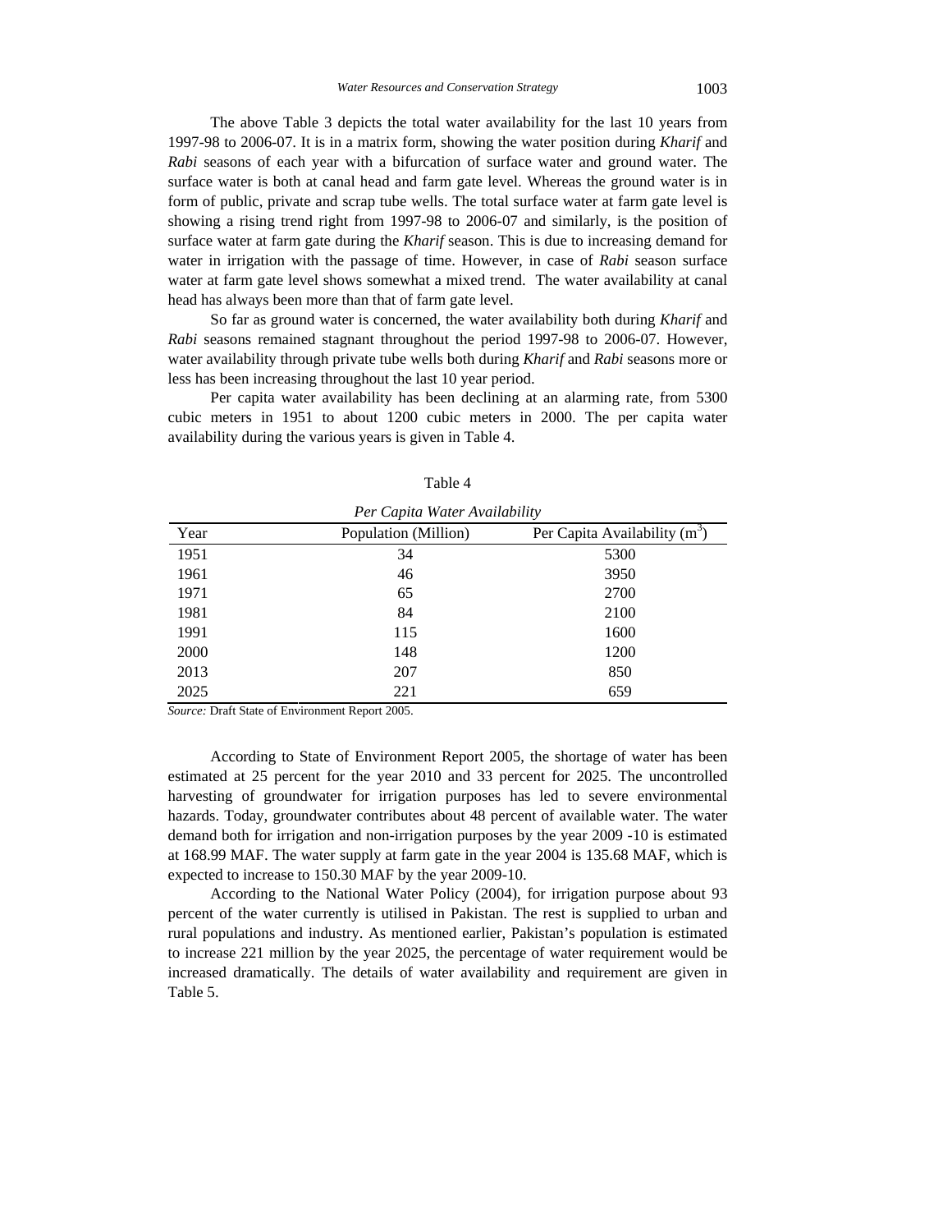The above Table 3 depicts the total water availability for the last 10 years from 1997-98 to 2006-07. It is in a matrix form, showing the water position during *Kharif* and *Rabi* seasons of each year with a bifurcation of surface water and ground water. The surface water is both at canal head and farm gate level. Whereas the ground water is in form of public, private and scrap tube wells. The total surface water at farm gate level is showing a rising trend right from 1997-98 to 2006-07 and similarly, is the position of surface water at farm gate during the *Kharif* season. This is due to increasing demand for water in irrigation with the passage of time. However, in case of *Rabi* season surface water at farm gate level shows somewhat a mixed trend. The water availability at canal head has always been more than that of farm gate level.

So far as ground water is concerned, the water availability both during *Kharif* and *Rabi* seasons remained stagnant throughout the period 1997-98 to 2006-07. However, water availability through private tube wells both during *Kharif* and *Rabi* seasons more or less has been increasing throughout the last 10 year period.

Per capita water availability has been declining at an alarming rate, from 5300 cubic meters in 1951 to about 1200 cubic meters in 2000. The per capita water availability during the various years is given in Table 4.

Table 4

*Per Capita Water Availability*

| Year | Population (Million) | Per Capita Availability ($m^3$) |
|---|---|---|
| 1951 | 34 | 5300 |
| 1961 | 46 | 3950 |
| 1971 | 65 | 2700 |
| 1981 | 84 | 2100 |
| 1991 | 115 | 1600 |
| 2000 | 148 | 1200 |
| 2013 | 207 | 850 |
| 2025 | 221 | 659 |

*Source:* Draft State of Environment Report 2005.

According to State of Environment Report 2005, the shortage of water has been estimated at 25 percent for the year 2010 and 33 percent for 2025. The uncontrolled harvesting of groundwater for irrigation purposes has led to severe environmental hazards. Today, groundwater contributes about 48 percent of available water. The water demand both for irrigation and non-irrigation purposes by the year 2009 -10 is estimated at 168.99 MAF. The water supply at farm gate in the year 2004 is 135.68 MAF, which is expected to increase to 150.30 MAF by the year 2009-10.

According to the National Water Policy (2004), for irrigation purpose about 93 percent of the water currently is utilised in Pakistan. The rest is supplied to urban and rural populations and industry. As mentioned earlier, Pakistan's population is estimated to increase 221 million by the year 2025, the percentage of water requirement would be increased dramatically. The details of water availability and requirement are given in Table 5.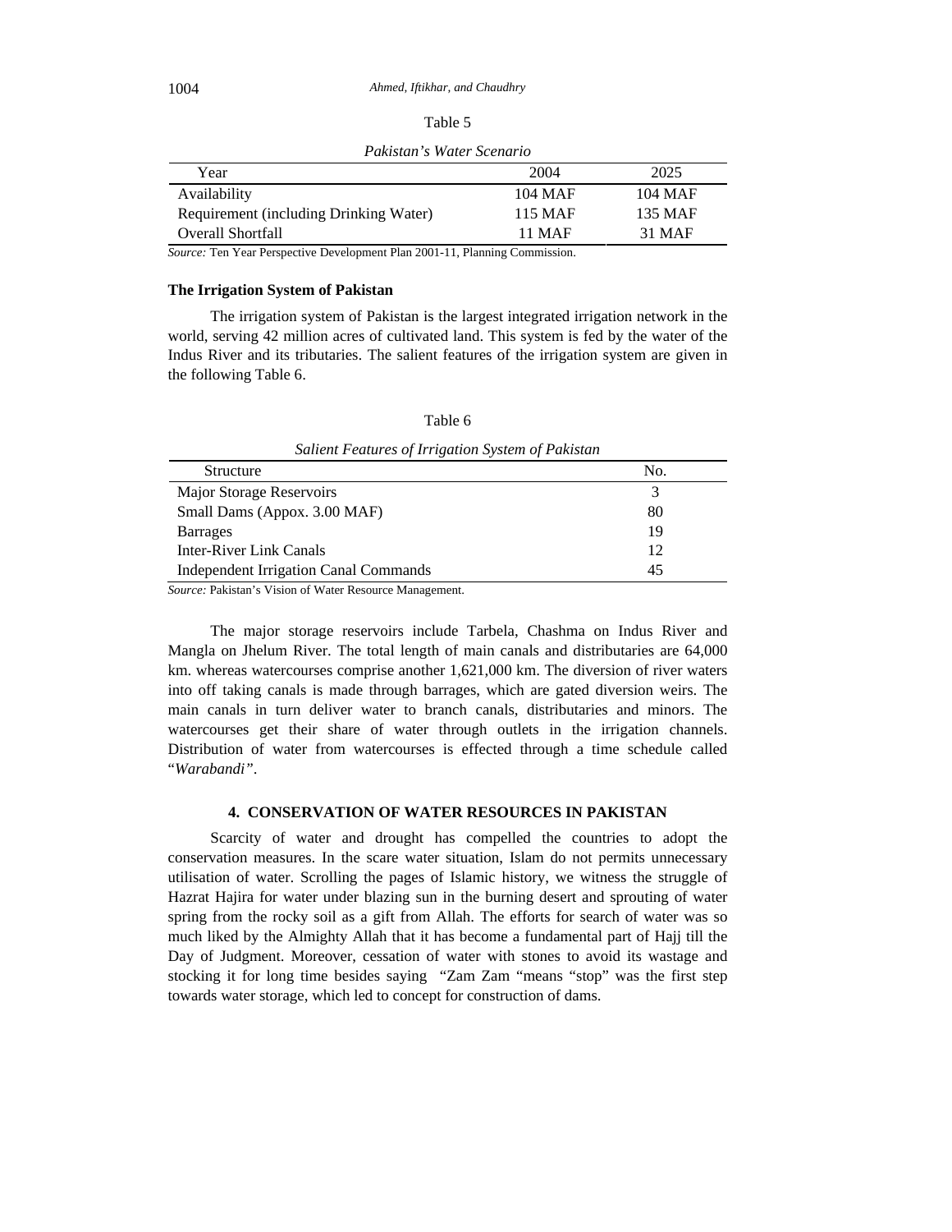Table 5

*Pakistan's Water Scenario*

| Year | 2004 | 2025 |
|---|---|---|
| Availability | 104 MAF | 104 MAF |
| Requirement (including Drinking Water) | 115 MAF | 135 MAF |
| Overall Shortfall | 11 MAF | 31 MAF |

*Source:* Ten Year Perspective Development Plan 2001-11, Planning Commission.

**The Irrigation System of Pakistan**

The irrigation system of Pakistan is the largest integrated irrigation network in the world, serving 42 million acres of cultivated land. This system is fed by the water of the Indus River and its tributaries. The salient features of the irrigation system are given in the following Table 6.

Table 6

*Salient Features of Irrigation System of Pakistan*

| Structure | No. |
|---|---|
| Major Storage Reservoirs | 3 |
| Small Dams (Appox. 3.00 MAF) | 80 |
| Barrages | 19 |
| Inter-River Link Canals | 12 |
| Independent Irrigation Canal Commands | 45 |

*Source:* Pakistan's Vision of Water Resource Management.

The major storage reservoirs include Tarbela, Chashma on Indus River and Mangla on Jhelum River. The total length of main canals and distributaries are 64,000 km. whereas watercourses comprise another 1,621,000 km. The diversion of river waters into off taking canals is made through barrages, which are gated diversion weirs. The main canals in turn deliver water to branch canals, distributaries and minors. The watercourses get their share of water through outlets in the irrigation channels. Distribution of water from watercourses is effected through a time schedule called "*Warabandi"*.

## 4. CONSERVATION OF WATER RESOURCES IN PAKISTAN

Scarcity of water and drought has compelled the countries to adopt the conservation measures. In the scare water situation, Islam do not permits unnecessary utilisation of water. Scrolling the pages of Islamic history, we witness the struggle of Hazrat Hajira for water under blazing sun in the burning desert and sprouting of water spring from the rocky soil as a gift from Allah. The efforts for search of water was so much liked by the Almighty Allah that it has become a fundamental part of Hajj till the Day of Judgment. Moreover, cessation of water with stones to avoid its wastage and stocking it for long time besides saying "Zam Zam "means "stop" was the first step towards water storage, which led to concept for construction of dams.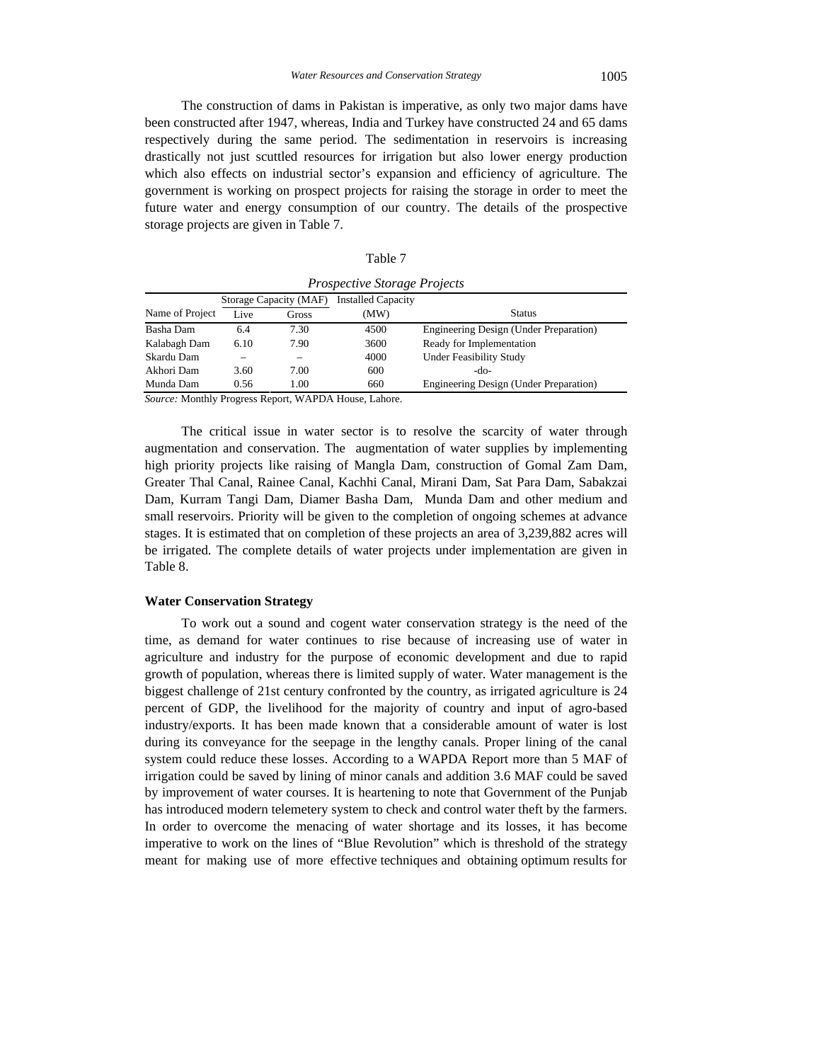The construction of dams in Pakistan is imperative, as only two major dams have been constructed after 1947, whereas, India and Turkey have constructed 24 and 65 dams respectively during the same period. The sedimentation in reservoirs is increasing drastically not just scuttled resources for irrigation but also lower energy production which also effects on industrial sector's expansion and efficiency of agriculture. The government is working on prospect projects for raising the storage in order to meet the future water and energy consumption of our country. The details of the prospective storage projects are given in Table 7.

Table 7

*Prospective Storage Projects*

| Name of Project | Storage Capacity (MAF) | | Installed Capacity | Status |
|---|---|---|---|---|
| | Live | Gross | (MW) | |
| Basha Dam | 6.4 | 7.30 | 4500 | Engineering Design (Under Preparation) |
| Kalabagh Dam | 6.10 | 7.90 | 3600 | Ready for Implementation |
| Skardu Dam | – | – | 4000 | Under Feasibility Study |
| Akhori Dam | 3.60 | 7.00 | 600 | -do- |
| Munda Dam | 0.56 | 1.00 | 660 | Engineering Design (Under Preparation) |

*Source:* Monthly Progress Report, WAPDA House, Lahore.

The critical issue in water sector is to resolve the scarcity of water through augmentation and conservation. The augmentation of water supplies by implementing high priority projects like raising of Mangla Dam, construction of Gomal Zam Dam, Greater Thal Canal, Rainee Canal, Kachhi Canal, Mirani Dam, Sat Para Dam, Sabakzai Dam, Kurram Tangi Dam, Diamer Basha Dam, Munda Dam and other medium and small reservoirs. Priority will be given to the completion of ongoing schemes at advance stages. It is estimated that on completion of these projects an area of 3,239,882 acres will be irrigated. The complete details of water projects under implementation are given in Table 8.

**Water Conservation Strategy**

To work out a sound and cogent water conservation strategy is the need of the time, as demand for water continues to rise because of increasing use of water in agriculture and industry for the purpose of economic development and due to rapid growth of population, whereas there is limited supply of water. Water management is the biggest challenge of 21st century confronted by the country, as irrigated agriculture is 24 percent of GDP, the livelihood for the majority of country and input of agro-based industry/exports. It has been made known that a considerable amount of water is lost during its conveyance for the seepage in the lengthy canals. Proper lining of the canal system could reduce these losses. According to a WAPDA Report more than 5 MAF of irrigation could be saved by lining of minor canals and addition 3.6 MAF could be saved by improvement of water courses. It is heartening to note that Government of the Punjab has introduced modern telemetery system to check and control water theft by the farmers. In order to overcome the menacing of water shortage and its losses, it has become imperative to work on the lines of "Blue Revolution" which is threshold of the strategy meant for making use of more effective techniques and obtaining optimum results for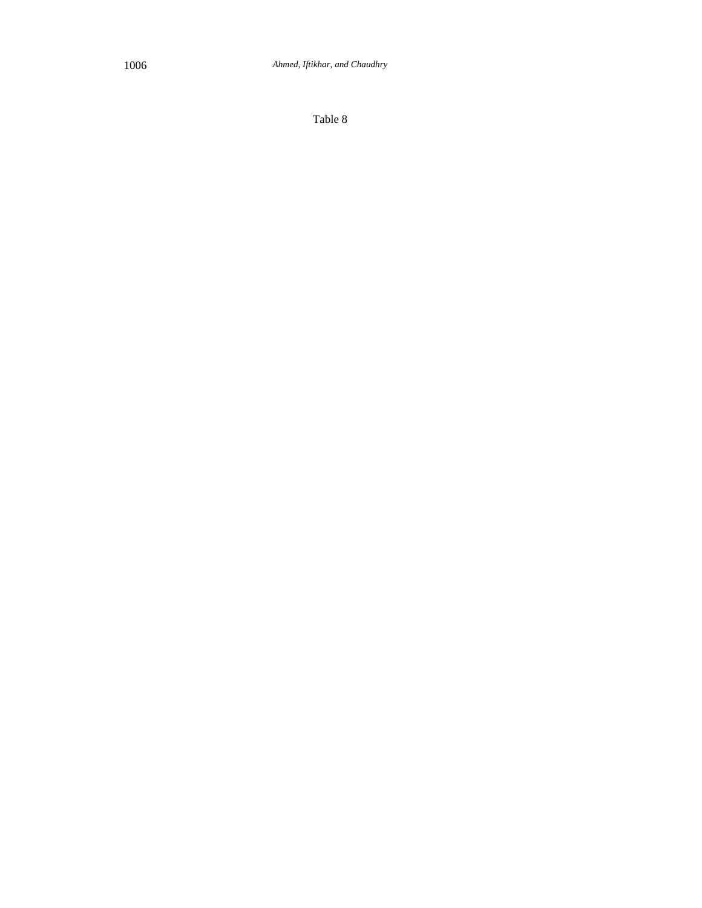Table 8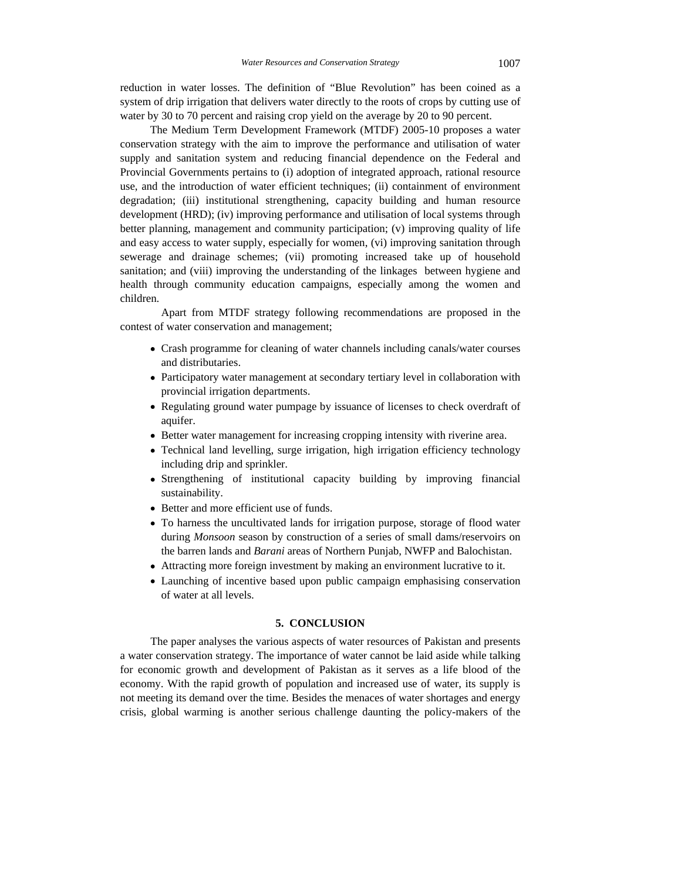reduction in water losses. The definition of "Blue Revolution" has been coined as a system of drip irrigation that delivers water directly to the roots of crops by cutting use of water by 30 to 70 percent and raising crop yield on the average by 20 to 90 percent.

The Medium Term Development Framework (MTDF) 2005-10 proposes a water conservation strategy with the aim to improve the performance and utilisation of water supply and sanitation system and reducing financial dependence on the Federal and Provincial Governments pertains to (i) adoption of integrated approach, rational resource use, and the introduction of water efficient techniques; (ii) containment of environment degradation; (iii) institutional strengthening, capacity building and human resource development (HRD); (iv) improving performance and utilisation of local systems through better planning, management and community participation; (v) improving quality of life and easy access to water supply, especially for women, (vi) improving sanitation through sewerage and drainage schemes; (vii) promoting increased take up of household sanitation; and (viii) improving the understanding of the linkages between hygiene and health through community education campaigns, especially among the women and children.

Apart from MTDF strategy following recommendations are proposed in the contest of water conservation and management;

- Crash programme for cleaning of water channels including canals/water courses and distributaries.
- Participatory water management at secondary tertiary level in collaboration with provincial irrigation departments.
- Regulating ground water pumpage by issuance of licenses to check overdraft of aquifer.
- Better water management for increasing cropping intensity with riverine area.
- Technical land levelling, surge irrigation, high irrigation efficiency technology including drip and sprinkler.
- Strengthening of institutional capacity building by improving financial sustainability.
- Better and more efficient use of funds.
- To harness the uncultivated lands for irrigation purpose, storage of flood water during *Monsoon* season by construction of a series of small dams/reservoirs on the barren lands and *Barani* areas of Northern Punjab, NWFP and Balochistan.
- Attracting more foreign investment by making an environment lucrative to it.
- Launching of incentive based upon public campaign emphasising conservation of water at all levels.

## 5. CONCLUSION

The paper analyses the various aspects of water resources of Pakistan and presents a water conservation strategy. The importance of water cannot be laid aside while talking for economic growth and development of Pakistan as it serves as a life blood of the economy. With the rapid growth of population and increased use of water, its supply is not meeting its demand over the time. Besides the menaces of water shortages and energy crisis, global warming is another serious challenge daunting the policy-makers of the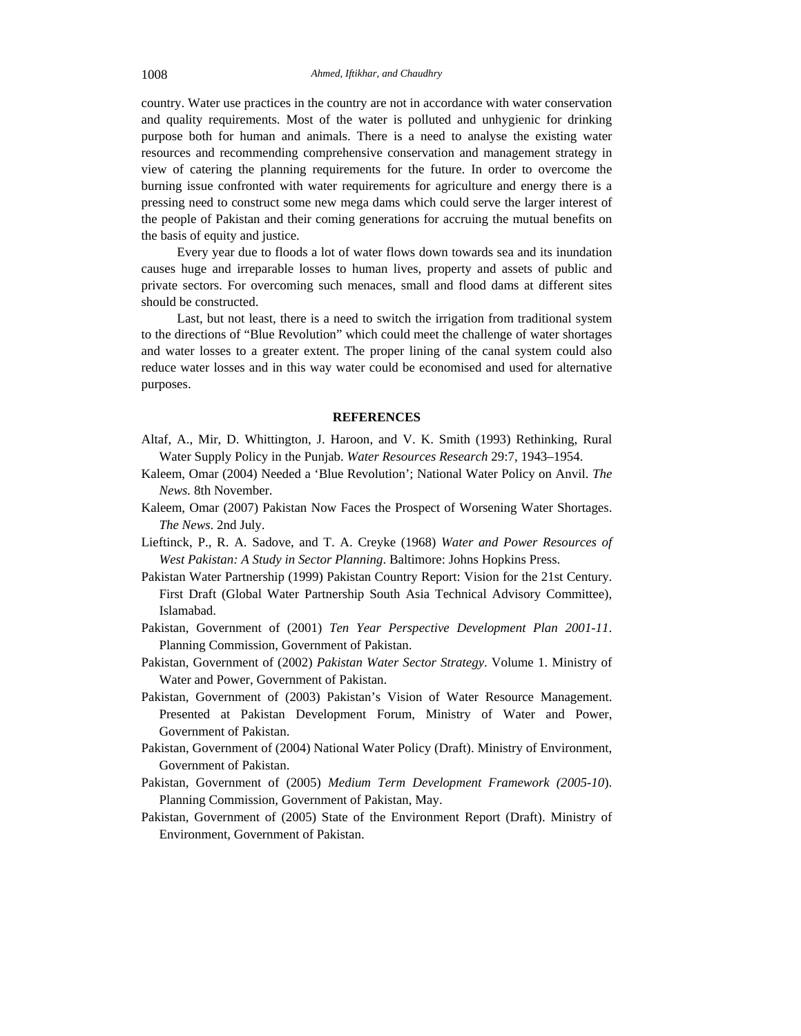country. Water use practices in the country are not in accordance with water conservation and quality requirements. Most of the water is polluted and unhygienic for drinking purpose both for human and animals. There is a need to analyse the existing water resources and recommending comprehensive conservation and management strategy in view of catering the planning requirements for the future. In order to overcome the burning issue confronted with water requirements for agriculture and energy there is a pressing need to construct some new mega dams which could serve the larger interest of the people of Pakistan and their coming generations for accruing the mutual benefits on the basis of equity and justice.

Every year due to floods a lot of water flows down towards sea and its inundation causes huge and irreparable losses to human lives, property and assets of public and private sectors. For overcoming such menaces, small and flood dams at different sites should be constructed.

Last, but not least, there is a need to switch the irrigation from traditional system to the directions of "Blue Revolution" which could meet the challenge of water shortages and water losses to a greater extent. The proper lining of the canal system could also reduce water losses and in this way water could be economised and used for alternative purposes.

## REFERENCES

Altaf, A., Mir, D. Whittington, J. Haroon, and V. K. Smith (1993) Rethinking, Rural Water Supply Policy in the Punjab. *Water Resources Research* 29:7, 1943–1954.

Kaleem, Omar (2004) Needed a 'Blue Revolution'; National Water Policy on Anvil. *The News.* 8th November.

Kaleem, Omar (2007) Pakistan Now Faces the Prospect of Worsening Water Shortages. *The News*. 2nd July.

Lieftinck, P., R. A. Sadove, and T. A. Creyke (1968) *Water and Power Resources of West Pakistan: A Study in Sector Planning*. Baltimore: Johns Hopkins Press.

Pakistan Water Partnership (1999) Pakistan Country Report: Vision for the 21st Century. First Draft (Global Water Partnership South Asia Technical Advisory Committee), Islamabad.

Pakistan, Government of (2001) *Ten Year Perspective Development Plan 2001-11*. Planning Commission, Government of Pakistan.

Pakistan, Government of (2002) *Pakistan Water Sector Strategy*. Volume 1. Ministry of Water and Power, Government of Pakistan.

Pakistan, Government of (2003) Pakistan's Vision of Water Resource Management. Presented at Pakistan Development Forum, Ministry of Water and Power, Government of Pakistan.

Pakistan, Government of (2004) National Water Policy (Draft). Ministry of Environment, Government of Pakistan.

Pakistan, Government of (2005) *Medium Term Development Framework (2005-10*). Planning Commission, Government of Pakistan, May.

Pakistan, Government of (2005) State of the Environment Report (Draft). Ministry of Environment, Government of Pakistan.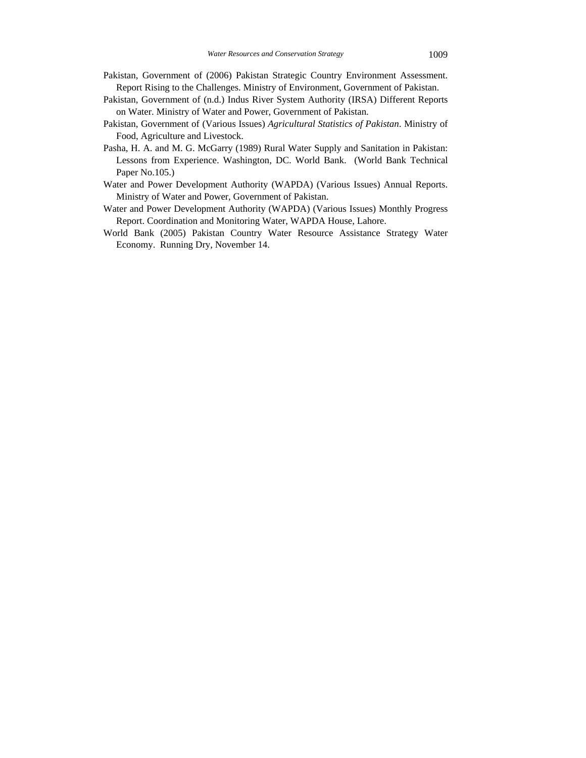Pakistan, Government of (2006) Pakistan Strategic Country Environment Assessment. Report Rising to the Challenges. Ministry of Environment, Government of Pakistan.

Pakistan, Government of (n.d.) Indus River System Authority (IRSA) Different Reports on Water. Ministry of Water and Power, Government of Pakistan.

Pakistan, Government of (Various Issues) *Agricultural Statistics of Pakistan*. Ministry of Food, Agriculture and Livestock.

Pasha, H. A. and M. G. McGarry (1989) Rural Water Supply and Sanitation in Pakistan: Lessons from Experience. Washington, DC. World Bank. (World Bank Technical Paper No.105.)

Water and Power Development Authority (WAPDA) (Various Issues) Annual Reports. Ministry of Water and Power, Government of Pakistan.

Water and Power Development Authority (WAPDA) (Various Issues) Monthly Progress Report. Coordination and Monitoring Water, WAPDA House, Lahore.

World Bank (2005) Pakistan Country Water Resource Assistance Strategy Water Economy. Running Dry, November 14.